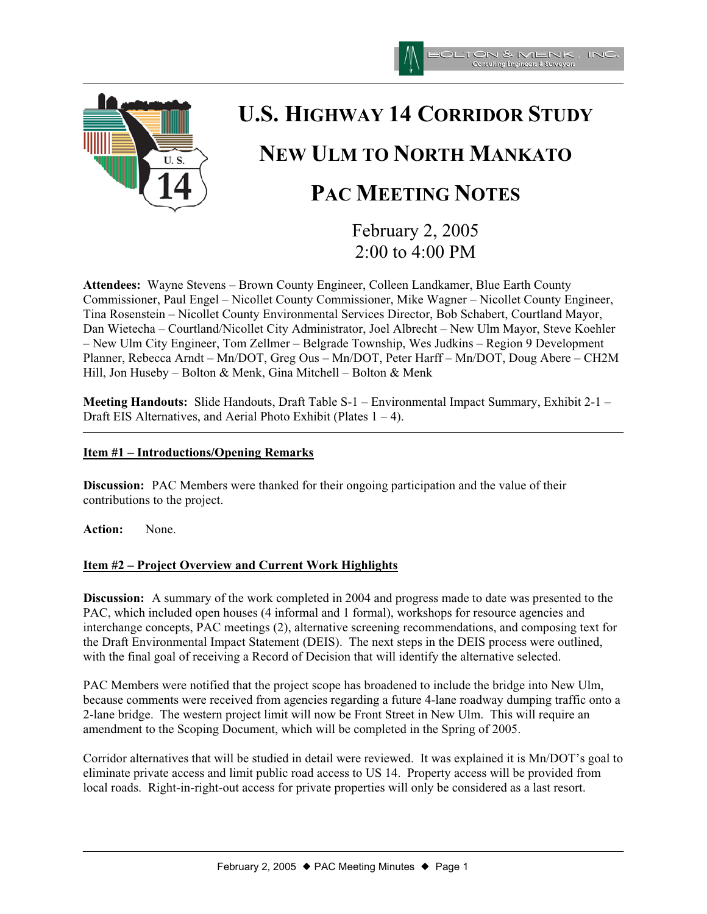# U.S. Highway 14 Corridor Study

# New Ulm to North Mankato

# PAC Meeting Notes

February 2, 2005
2:00 to 4:00 PM

**Attendees:** Wayne Stevens – Brown County Engineer, Colleen Landkamer, Blue Earth County Commissioner, Paul Engel – Nicollet County Commissioner, Mike Wagner – Nicollet County Engineer, Tina Rosenstein – Nicollet County Environmental Services Director, Bob Schabert, Courtland Mayor, Dan Wietecha – Courtland/Nicollet City Administrator, Joel Albrecht – New Ulm Mayor, Steve Koehler – New Ulm City Engineer, Tom Zellmer – Belgrade Township, Wes Judkins – Region 9 Development Planner, Rebecca Arndt – Mn/DOT, Greg Ous – Mn/DOT, Peter Harff – Mn/DOT, Doug Abere – CH2M Hill, Jon Huseby – Bolton & Menk, Gina Mitchell – Bolton & Menk

**Meeting Handouts:** Slide Handouts, Draft Table S-1 – Environmental Impact Summary, Exhibit 2-1 – Draft EIS Alternatives, and Aerial Photo Exhibit (Plates 1 – 4).

---

**Item #1 – Introductions/Opening Remarks**

**Discussion:** PAC Members were thanked for their ongoing participation and the value of their contributions to the project.

**Action:** None.

**Item #2 – Project Overview and Current Work Highlights**

**Discussion:** A summary of the work completed in 2004 and progress made to date was presented to the PAC, which included open houses (4 informal and 1 formal), workshops for resource agencies and interchange concepts, PAC meetings (2), alternative screening recommendations, and composing text for the Draft Environmental Impact Statement (DEIS). The next steps in the DEIS process were outlined, with the final goal of receiving a Record of Decision that will identify the alternative selected.

PAC Members were notified that the project scope has broadened to include the bridge into New Ulm, because comments were received from agencies regarding a future 4-lane roadway dumping traffic onto a 2-lane bridge. The western project limit will now be Front Street in New Ulm. This will require an amendment to the Scoping Document, which will be completed in the Spring of 2005.

Corridor alternatives that will be studied in detail were reviewed. It was explained it is Mn/DOT's goal to eliminate private access and limit public road access to US 14. Property access will be provided from local roads. Right-in-right-out access for private properties will only be considered as a last resort.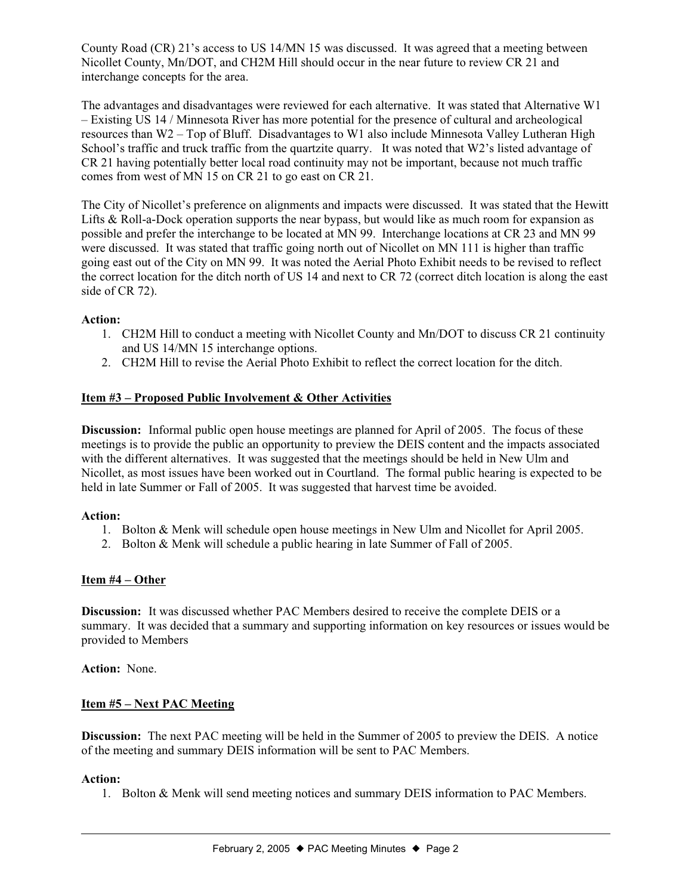County Road (CR) 21's access to US 14/MN 15 was discussed. It was agreed that a meeting between Nicollet County, Mn/DOT, and CH2M Hill should occur in the near future to review CR 21 and interchange concepts for the area.

The advantages and disadvantages were reviewed for each alternative. It was stated that Alternative W1 – Existing US 14 / Minnesota River has more potential for the presence of cultural and archeological resources than W2 – Top of Bluff. Disadvantages to W1 also include Minnesota Valley Lutheran High School's traffic and truck traffic from the quartzite quarry. It was noted that W2's listed advantage of CR 21 having potentially better local road continuity may not be important, because not much traffic comes from west of MN 15 on CR 21 to go east on CR 21.

The City of Nicollet's preference on alignments and impacts were discussed. It was stated that the Hewitt Lifts & Roll-a-Dock operation supports the near bypass, but would like as much room for expansion as possible and prefer the interchange to be located at MN 99. Interchange locations at CR 23 and MN 99 were discussed. It was stated that traffic going north out of Nicollet on MN 111 is higher than traffic going east out of the City on MN 99. It was noted the Aerial Photo Exhibit needs to be revised to reflect the correct location for the ditch north of US 14 and next to CR 72 (correct ditch location is along the east side of CR 72).

**Action:**

1. CH2M Hill to conduct a meeting with Nicollet County and Mn/DOT to discuss CR 21 continuity and US 14/MN 15 interchange options.
2. CH2M Hill to revise the Aerial Photo Exhibit to reflect the correct location for the ditch.

**Item #3 – Proposed Public Involvement & Other Activities**

**Discussion:** Informal public open house meetings are planned for April of 2005. The focus of these meetings is to provide the public an opportunity to preview the DEIS content and the impacts associated with the different alternatives. It was suggested that the meetings should be held in New Ulm and Nicollet, as most issues have been worked out in Courtland. The formal public hearing is expected to be held in late Summer or Fall of 2005. It was suggested that harvest time be avoided.

**Action:**

1. Bolton & Menk will schedule open house meetings in New Ulm and Nicollet for April 2005.
2. Bolton & Menk will schedule a public hearing in late Summer of Fall of 2005.

**Item #4 – Other**

**Discussion:** It was discussed whether PAC Members desired to receive the complete DEIS or a summary. It was decided that a summary and supporting information on key resources or issues would be provided to Members

**Action:** None.

**Item #5 – Next PAC Meeting**

**Discussion:** The next PAC meeting will be held in the Summer of 2005 to preview the DEIS. A notice of the meeting and summary DEIS information will be sent to PAC Members.

**Action:**

1. Bolton & Menk will send meeting notices and summary DEIS information to PAC Members.